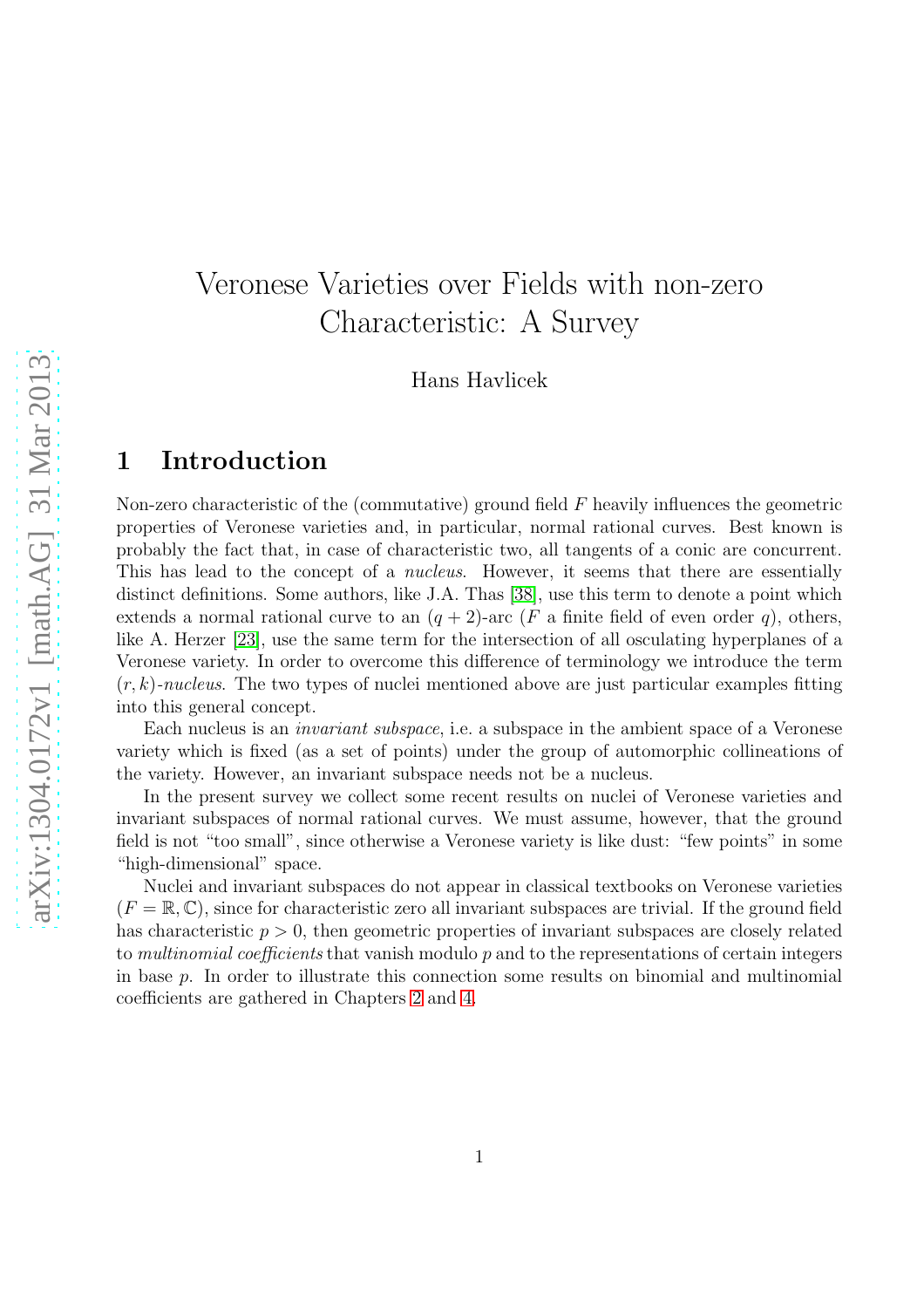# Veronese Varieties over Fields with non-zero Characteristic: A Survey

Hans Havlicek

## 1 Introduction

Non-zero characteristic of the (commutative) ground field $F$ heavily influences the geometric properties of Veronese varieties and, in particular, normal rational curves. Best known is probably the fact that, in case of characteristic two, all tangents of a conic are concurrent. This has lead to the concept of a *nucleus*. However, it seems that there are essentially distinct definitions. Some authors, like J.A. Thas [38], use this term to denote a point which extends a normal rational curve to an $(q+2)$-arc ($F$ a finite field of even order $q$), others, like A. Herzer [23], use the same term for the intersection of all osculating hyperplanes of a Veronese variety. In order to overcome this difference of terminology we introduce the term $(r,k)$-*nucleus*. The two types of nuclei mentioned above are just particular examples fitting into this general concept.

Each nucleus is an *invariant subspace*, i.e. a subspace in the ambient space of a Veronese variety which is fixed (as a set of points) under the group of automorphic collineations of the variety. However, an invariant subspace needs not be a nucleus.

In the present survey we collect some recent results on nuclei of Veronese varieties and invariant subspaces of normal rational curves. We must assume, however, that the ground field is not "too small", since otherwise a Veronese variety is like dust: "few points" in some "high-dimensional" space.

Nuclei and invariant subspaces do not appear in classical textbooks on Veronese varieties ($F = \mathbb{R}, \mathbb{C}$), since for characteristic zero all invariant subspaces are trivial. If the ground field has characteristic $p > 0$, then geometric properties of invariant subspaces are closely related to *multinomial coefficients* that vanish modulo $p$ and to the representations of certain integers in base $p$. In order to illustrate this connection some results on binomial and multinomial coefficients are gathered in Chapters 2 and 4.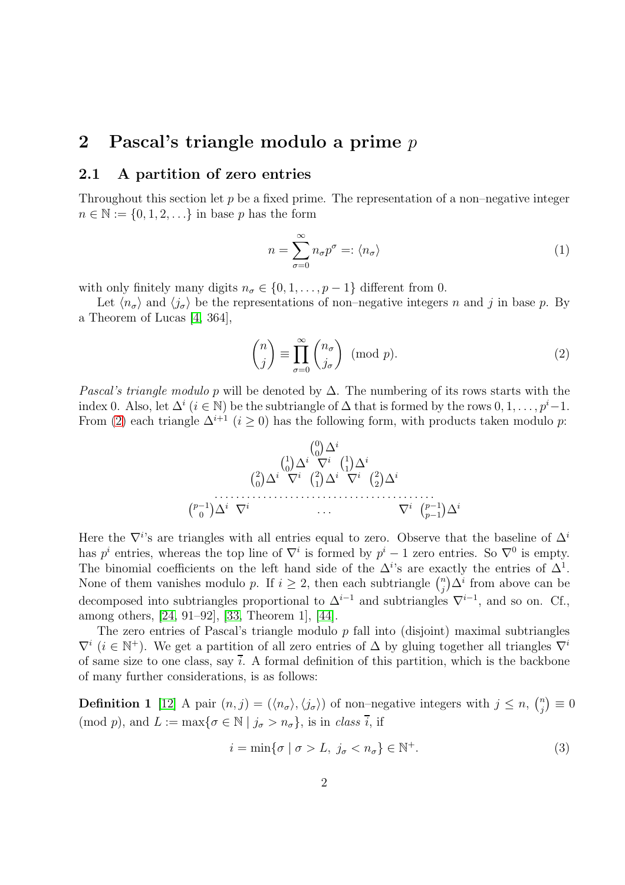## 2 Pascal's triangle modulo a prime $p$

### 2.1 A partition of zero entries

Throughout this section let $p$ be a fixed prime. The representation of a non–negative integer $n \in \mathbb{N} := \{0, 1, 2, \ldots\}$ in base $p$ has the form

$$n = \sum_{\sigma=0}^{\infty} n_\sigma p^\sigma =: \langle n_\sigma \rangle \tag{1}$$

with only finitely many digits $n_\sigma \in \{0, 1, \ldots, p-1\}$ different from 0.

Let $\langle n_\sigma \rangle$ and $\langle j_\sigma \rangle$ be the representations of non–negative integers $n$ and $j$ in base $p$. By a Theorem of Lucas [4, 364],

$$\binom{n}{j} \equiv \prod_{\sigma=0}^{\infty} \binom{n_\sigma}{j_\sigma} \pmod{p}. \tag{2}$$

*Pascal's triangle modulo* $p$ will be denoted by $\Delta$. The numbering of its rows starts with the index 0. Also, let $\Delta^i$ ($i \in \mathbb{N}$) be the subtriangle of $\Delta$ that is formed by the rows $0, 1, \ldots, p^i - 1$. From (2) each triangle $\Delta^{i+1}$ ($i \geq 0$) has the following form, with products taken modulo $p$:

$$\begin{array}{ccccccccc}
 & & & & \binom{0}{0}\Delta^i & & & & \\
 & & & \binom{1}{0}\Delta^i & \nabla^i & \binom{1}{1}\Delta^i & & & \\
 & & \binom{2}{0}\Delta^i & \nabla^i & \binom{2}{1}\Delta^i & \nabla^i & \binom{2}{2}\Delta^i & & \\
\cdots & \cdots & \cdots & \cdots & \cdots & \cdots & \cdots & \cdots & \cdots \\
\binom{p-1}{0}\Delta^i & \nabla^i & & & \ldots & & & \nabla^i & \binom{p-1}{p-1}\Delta^i
\end{array}$$

Here the $\nabla^i$'s are triangles with all entries equal to zero. Observe that the baseline of $\Delta^i$ has $p^i$ entries, whereas the top line of $\nabla^i$ is formed by $p^i - 1$ zero entries. So $\nabla^0$ is empty. The binomial coefficients on the left hand side of the $\Delta^i$'s are exactly the entries of $\Delta^1$. None of them vanishes modulo $p$. If $i \geq 2$, then each subtriangle $\binom{n}{j}\Delta^i$ from above can be decomposed into subtriangles proportional to $\Delta^{i-1}$ and subtriangles $\nabla^{i-1}$, and so on. Cf., among others, [24, 91–92], [33, Theorem 1], [44].

The zero entries of Pascal's triangle modulo $p$ fall into (disjoint) maximal subtriangles $\nabla^i$ ($i \in \mathbb{N}^+$). We get a partition of all zero entries of $\Delta$ by gluing together all triangles $\nabla^i$ of same size to one class, say $\overline{i}$. A formal definition of this partition, which is the backbone of many further considerations, is as follows:

**Definition 1** [12] A pair $(n, j) = (\langle n_\sigma \rangle, \langle j_\sigma \rangle)$ of non–negative integers with $j \leq n$, $\binom{n}{j} \equiv 0 \pmod{p}$, and $L := \max\{\sigma \in \mathbb{N} \mid j_\sigma > n_\sigma\}$, is in *class* $\overline{i}$, if

$$i = \min\{\sigma \mid \sigma > L,\ j_\sigma < n_\sigma\} \in \mathbb{N}^+. \tag{3}$$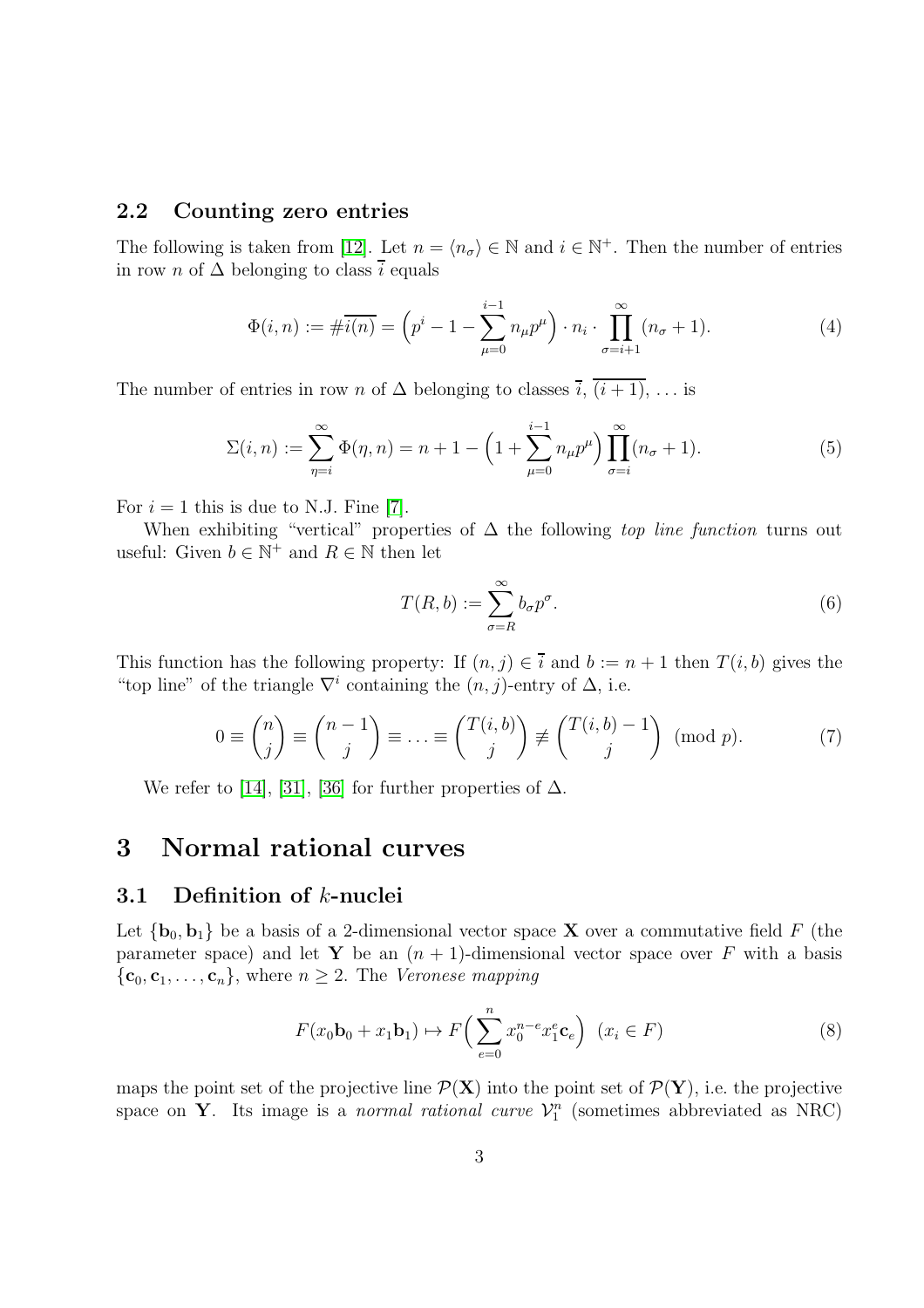### 2.2 Counting zero entries

The following is taken from [12]. Let $n = \langle n_\sigma \rangle \in \mathbb{N}$ and $i \in \mathbb{N}^+$. Then the number of entries in row $n$ of $\Delta$ belonging to class $\overline{i}$ equals

$$\Phi(i,n) := \#\overline{i(n)} = \Big(p^i - 1 - \sum_{\mu=0}^{i-1} n_\mu p^\mu\Big) \cdot n_i \cdot \prod_{\sigma=i+1}^{\infty} (n_\sigma + 1). \tag{4}$$

The number of entries in row $n$ of $\Delta$ belonging to classes $\overline{i}$, $\overline{(i+1)}$, ... is

$$\Sigma(i,n) := \sum_{\eta=i}^{\infty} \Phi(\eta, n) = n + 1 - \Big(1 + \sum_{\mu=0}^{i-1} n_\mu p^\mu\Big) \prod_{\sigma=i}^{\infty} (n_\sigma + 1). \tag{5}$$

For $i = 1$ this is due to N.J. Fine [7].

When exhibiting "vertical" properties of $\Delta$ the following *top line function* turns out useful: Given $b \in \mathbb{N}^+$ and $R \in \mathbb{N}$ then let

$$T(R,b) := \sum_{\sigma=R}^{\infty} b_\sigma p^\sigma. \tag{6}$$

This function has the following property: If $(n,j) \in \overline{i}$ and $b := n+1$ then $T(i,b)$ gives the "top line" of the triangle $\nabla^i$ containing the $(n,j)$-entry of $\Delta$, i.e.

$$0 \equiv \binom{n}{j} \equiv \binom{n-1}{j} \equiv \ldots \equiv \binom{T(i,b)}{j} \not\equiv \binom{T(i,b)-1}{j} \pmod{p}. \tag{7}$$

We refer to [14], [31], [36] for further properties of $\Delta$.

# 3 Normal rational curves

## 3.1 Definition of $k$-nuclei

Let $\{\mathbf{b}_0, \mathbf{b}_1\}$ be a basis of a 2-dimensional vector space $\mathbf{X}$ over a commutative field $F$ (the parameter space) and let $\mathbf{Y}$ be an $(n+1)$-dimensional vector space over $F$ with a basis $\{\mathbf{c}_0, \mathbf{c}_1, \ldots, \mathbf{c}_n\}$, where $n \geq 2$. The *Veronese mapping*

$$F(x_0\mathbf{b}_0 + x_1\mathbf{b}_1) \mapsto F\Big(\sum_{e=0}^{n} x_0^{n-e} x_1^e \mathbf{c}_e\Big) \ \ (x_i \in F) \tag{8}$$

maps the point set of the projective line $\mathcal{P}(\mathbf{X})$ into the point set of $\mathcal{P}(\mathbf{Y})$, i.e. the projective space on $\mathbf{Y}$. Its image is a *normal rational curve* $\mathcal{V}_1^n$ (sometimes abbreviated as NRC)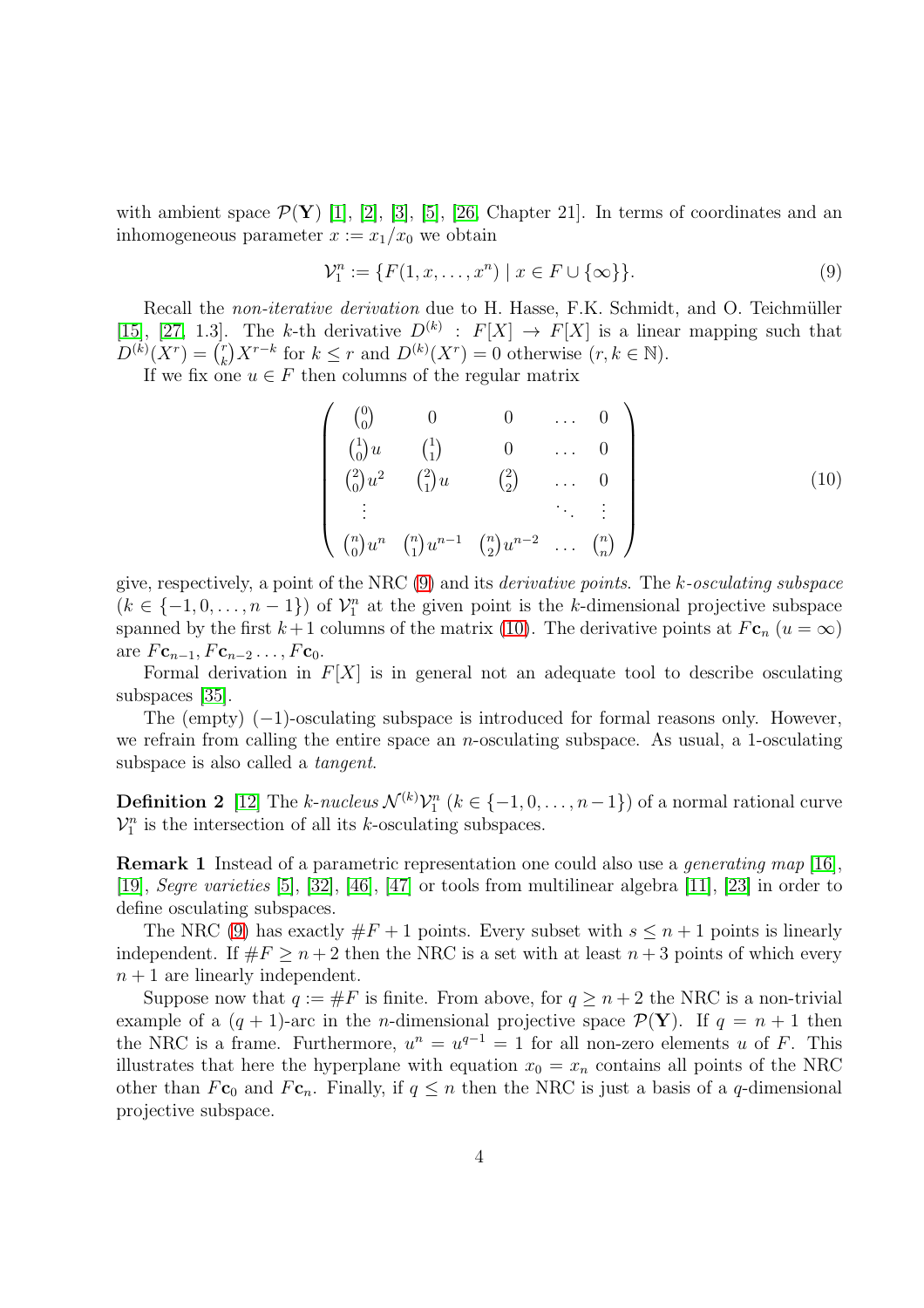with ambient space $\mathcal{P}(\mathbf{Y})$ [1], [2], [3], [5], [26, Chapter 21]. In terms of coordinates and an inhomogeneous parameter $x := x_1/x_0$ we obtain

$$\mathcal{V}_1^n := \{F(1, x, \ldots, x^n) \mid x \in F \cup \{\infty\}\}. \tag{9}$$

Recall the *non-iterative derivation* due to H. Hasse, F.K. Schmidt, and O. Teichmüller [15], [27, 1.3]. The $k$-th derivative $D^{(k)} : F[X] \to F[X]$ is a linear mapping such that $D^{(k)}(X^r) = \binom{r}{k} X^{r-k}$ for $k \leq r$ and $D^{(k)}(X^r) = 0$ otherwise $(r, k \in \mathbb{N})$.

If we fix one $u \in F$ then columns of the regular matrix

$$\begin{pmatrix} \binom{0}{0} & 0 & 0 & \ldots & 0 \\ \binom{1}{0} u & \binom{1}{1} & 0 & \ldots & 0 \\ \binom{2}{0} u^2 & \binom{2}{1} u & \binom{2}{2} & \ldots & 0 \\ \vdots & & & \ddots & \vdots \\ \binom{n}{0} u^n & \binom{n}{1} u^{n-1} & \binom{n}{2} u^{n-2} & \ldots & \binom{n}{n} \end{pmatrix} \tag{10}$$

give, respectively, a point of the NRC (9) and its *derivative points*. The *$k$-osculating subspace* $(k \in \{-1, 0, \ldots, n-1\})$ of $\mathcal{V}_1^n$ at the given point is the $k$-dimensional projective subspace spanned by the first $k+1$ columns of the matrix (10). The derivative points at $F\mathbf{c}_n$ $(u = \infty)$ are $F\mathbf{c}_{n-1}, F\mathbf{c}_{n-2} \ldots, F\mathbf{c}_0$.

Formal derivation in $F[X]$ is in general not an adequate tool to describe osculating subspaces [35].

The (empty) $(-1)$-osculating subspace is introduced for formal reasons only. However, we refrain from calling the entire space an $n$-osculating subspace. As usual, a 1-osculating subspace is also called a *tangent*.

**Definition 2** [12] The *$k$-nucleus* $\mathcal{N}^{(k)}\mathcal{V}_1^n$ $(k \in \{-1, 0, \ldots, n-1\})$ of a normal rational curve $\mathcal{V}_1^n$ is the intersection of all its $k$-osculating subspaces.

**Remark 1** Instead of a parametric representation one could also use a *generating map* [16], [19], *Segre varieties* [5], [32], [46], [47] or tools from multilinear algebra [11], [23] in order to define osculating subspaces.

The NRC (9) has exactly $\#F + 1$ points. Every subset with $s \leq n + 1$ points is linearly independent. If $\#F \geq n + 2$ then the NRC is a set with at least $n + 3$ points of which every $n + 1$ are linearly independent.

Suppose now that $q := \#F$ is finite. From above, for $q \geq n + 2$ the NRC is a non-trivial example of a $(q + 1)$-arc in the $n$-dimensional projective space $\mathcal{P}(\mathbf{Y})$. If $q = n + 1$ then the NRC is a frame. Furthermore, $u^n = u^{q-1} = 1$ for all non-zero elements $u$ of $F$. This illustrates that here the hyperplane with equation $x_0 = x_n$ contains all points of the NRC other than $F\mathbf{c}_0$ and $F\mathbf{c}_n$. Finally, if $q \leq n$ then the NRC is just a basis of a $q$-dimensional projective subspace.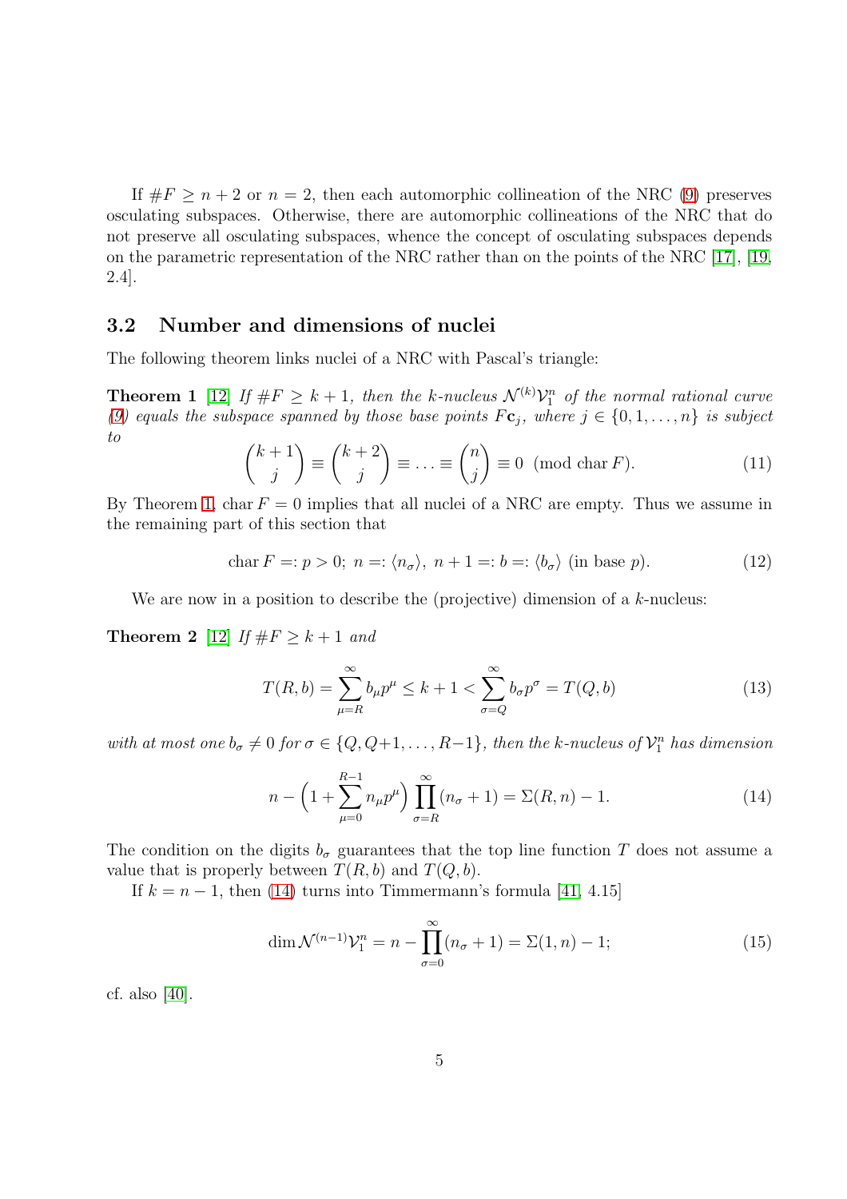If $\#F \geq n+2$ or $n = 2$, then each automorphic collineation of the NRC (9) preserves osculating subspaces. Otherwise, there are automorphic collineations of the NRC that do not preserve all osculating subspaces, whence the concept of osculating subspaces depends on the parametric representation of the NRC rather than on the points of the NRC [17], [19, 2.4].

### 3.2 Number and dimensions of nuclei

The following theorem links nuclei of a NRC with Pascal's triangle:

**Theorem 1** [12] *If $\#F \geq k+1$, then the $k$-nucleus $\mathcal{N}^{(k)}\mathcal{V}_1^n$ of the normal rational curve (9) equals the subspace spanned by those base points $F\mathbf{c}_j$, where $j \in \{0, 1, \ldots, n\}$ is subject to*

$$\binom{k+1}{j} \equiv \binom{k+2}{j} \equiv \ldots \equiv \binom{n}{j} \equiv 0 \pmod{\operatorname{char} F}. \tag{11}$$

By Theorem 1, $\operatorname{char} F = 0$ implies that all nuclei of a NRC are empty. Thus we assume in the remaining part of this section that

$$\operatorname{char} F =: p > 0;\ n =: \langle n_\sigma \rangle,\ n+1 =: b =: \langle b_\sigma \rangle \text{ (in base } p). \tag{12}$$

We are now in a position to describe the (projective) dimension of a $k$-nucleus:

**Theorem 2** [12] *If $\#F \geq k+1$ and*

$$T(R,b) = \sum_{\mu=R}^{\infty} b_\mu p^\mu \leq k+1 < \sum_{\sigma=Q}^{\infty} b_\sigma p^\sigma = T(Q,b) \tag{13}$$

*with at most one $b_\sigma \neq 0$ for $\sigma \in \{Q, Q+1, \ldots, R-1\}$, then the $k$-nucleus of $\mathcal{V}_1^n$ has dimension*

$$n - \Big(1 + \sum_{\mu=0}^{R-1} n_\mu p^\mu\Big) \prod_{\sigma=R}^{\infty} (n_\sigma + 1) = \Sigma(R,n) - 1. \tag{14}$$

The condition on the digits $b_\sigma$ guarantees that the top line function $T$ does not assume a value that is properly between $T(R,b)$ and $T(Q,b)$.

If $k = n-1$, then (14) turns into Timmermann's formula [41, 4.15]

$$\dim \mathcal{N}^{(n-1)}\mathcal{V}_1^n = n - \prod_{\sigma=0}^{\infty} (n_\sigma + 1) = \Sigma(1,n) - 1; \tag{15}$$

cf. also [40].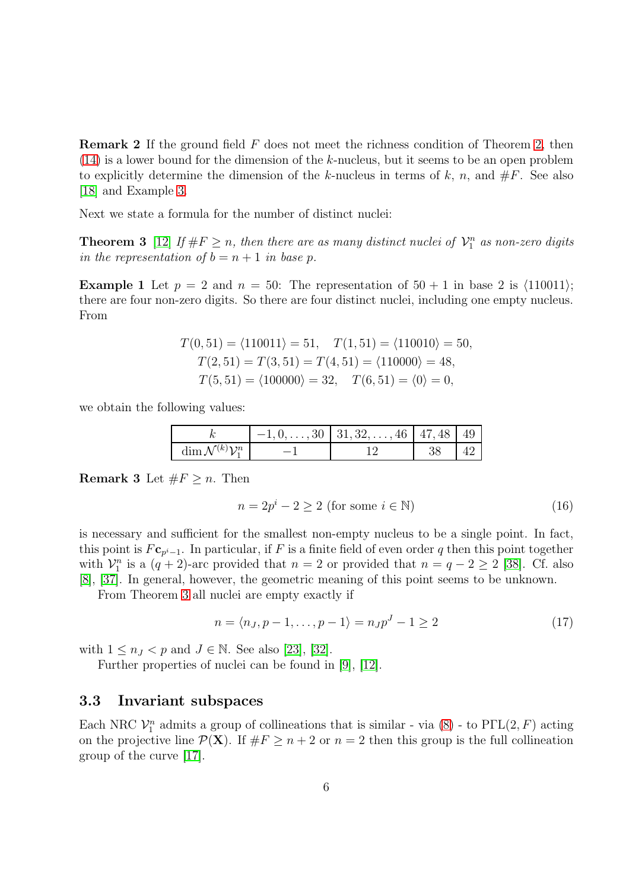**Remark 2** If the ground field $F$ does not meet the richness condition of Theorem 2, then (14) is a lower bound for the dimension of the $k$-nucleus, but it seems to be an open problem to explicitly determine the dimension of the $k$-nucleus in terms of $k$, $n$, and $\#F$. See also [18] and Example 3.

Next we state a formula for the number of distinct nuclei:

**Theorem 3** [12] *If $\#F \geq n$, then there are as many distinct nuclei of $\mathcal{V}_1^n$ as non-zero digits in the representation of $b = n + 1$ in base $p$.*

**Example 1** Let $p = 2$ and $n = 50$: The representation of $50 + 1$ in base 2 is $\langle 110011 \rangle$; there are four non-zero digits. So there are four distinct nuclei, including one empty nucleus. From

$$
\begin{gathered}
T(0, 51) = \langle 110011 \rangle = 51, \quad T(1, 51) = \langle 110010 \rangle = 50, \\
T(2, 51) = T(3, 51) = T(4, 51) = \langle 110000 \rangle = 48, \\
T(5, 51) = \langle 100000 \rangle = 32, \quad T(6, 51) = \langle 0 \rangle = 0,
\end{gathered}
$$

we obtain the following values:

| $k$ | $-1, 0, \ldots, 30$ | $31, 32, \ldots, 46$ | $47, 48$ | $49$ |
|---|---|---|---|---|
| $\dim \mathcal{N}^{(k)} \mathcal{V}_1^n$ | $-1$ | $12$ | $38$ | $42$ |

**Remark 3** Let $\#F \geq n$. Then

$$
n = 2p^i - 2 \geq 2 \text{ (for some } i \in \mathbb{N}) \tag{16}
$$

is necessary and sufficient for the smallest non-empty nucleus to be a single point. In fact, this point is $F\mathbf{c}_{p^i - 1}$. In particular, if $F$ is a finite field of even order $q$ then this point together with $\mathcal{V}_1^n$ is a $(q+2)$-arc provided that $n = 2$ or provided that $n = q - 2 \geq 2$ [38]. Cf. also [8], [37]. In general, however, the geometric meaning of this point seems to be unknown.

From Theorem 3 all nuclei are empty exactly if

$$
n = \langle n_J, p-1, \ldots, p-1 \rangle = n_J p^J - 1 \geq 2 \tag{17}
$$

with $1 \leq n_J < p$ and $J \in \mathbb{N}$. See also [23], [32].

Further properties of nuclei can be found in [9], [12].

### 3.3 Invariant subspaces

Each NRC $\mathcal{V}_1^n$ admits a group of collineations that is similar - via (8) - to $\mathrm{P\Gamma L}(2, F)$ acting on the projective line $\mathcal{P}(\mathbf{X})$. If $\#F \geq n + 2$ or $n = 2$ then this group is the full collineation group of the curve [17].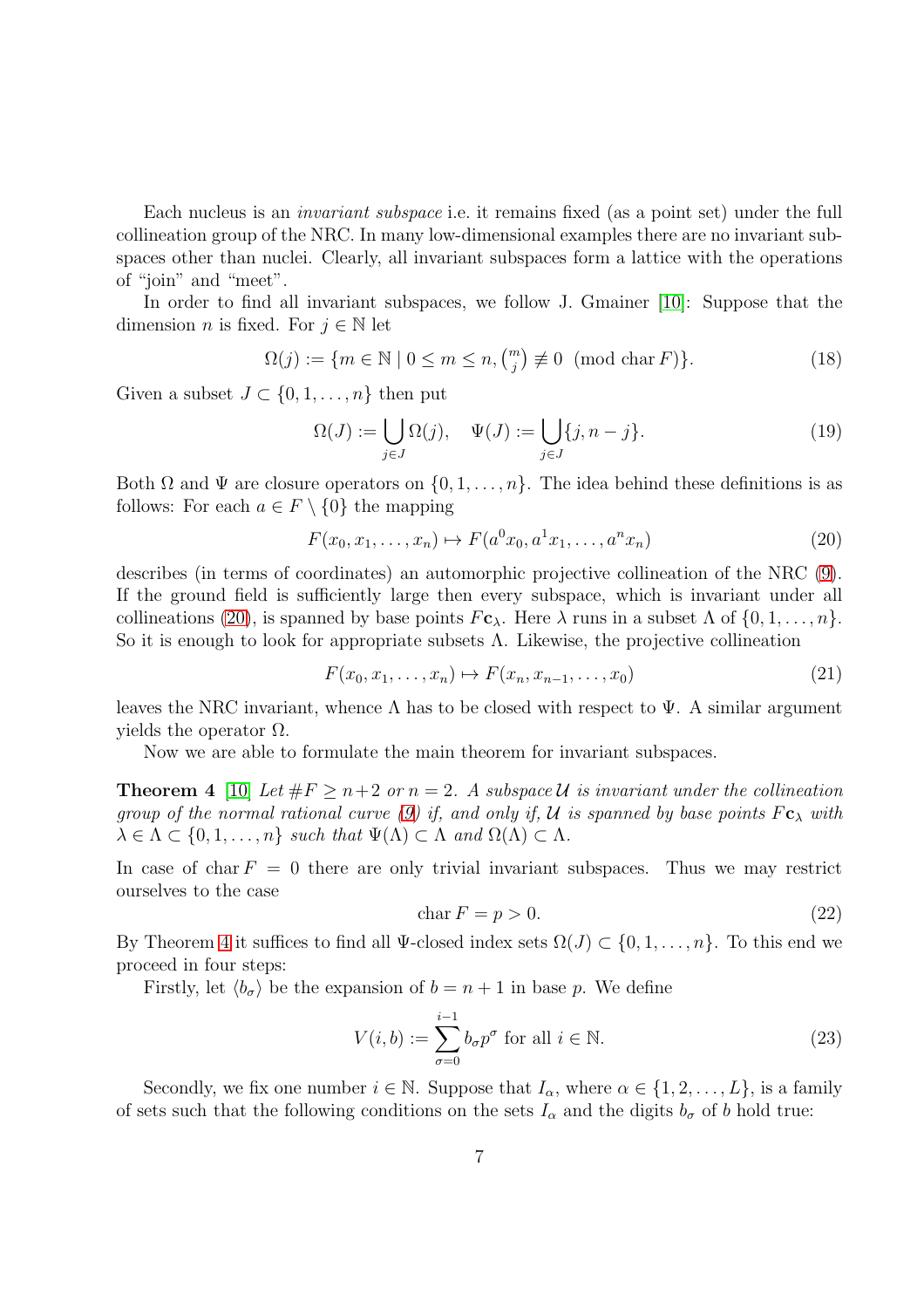Each nucleus is an *invariant subspace* i.e. it remains fixed (as a point set) under the full collineation group of the NRC. In many low-dimensional examples there are no invariant subspaces other than nuclei. Clearly, all invariant subspaces form a lattice with the operations of "join" and "meet".

In order to find all invariant subspaces, we follow J. Gmainer [10]: Suppose that the dimension $n$ is fixed. For $j \in \mathbb{N}$ let

$$\Omega(j) := \{m \in \mathbb{N} \mid 0 \le m \le n, \tbinom{m}{j} \not\equiv 0 \pmod{\operatorname{char} F}\}. \tag{18}$$

Given a subset $J \subset \{0, 1, \ldots, n\}$ then put

$$\Omega(J) := \bigcup_{j \in J} \Omega(j), \quad \Psi(J) := \bigcup_{j \in J} \{j, n-j\}. \tag{19}$$

Both $\Omega$ and $\Psi$ are closure operators on $\{0, 1, \ldots, n\}$. The idea behind these definitions is as follows: For each $a \in F \setminus \{0\}$ the mapping

$$F(x_0, x_1, \ldots, x_n) \mapsto F(a^0 x_0, a^1 x_1, \ldots, a^n x_n) \tag{20}$$

describes (in terms of coordinates) an automorphic projective collineation of the NRC (9). If the ground field is sufficiently large then every subspace, which is invariant under all collineations (20), is spanned by base points $F\mathbf{c}_\lambda$. Here $\lambda$ runs in a subset $\Lambda$ of $\{0, 1, \ldots, n\}$. So it is enough to look for appropriate subsets $\Lambda$. Likewise, the projective collineation

$$F(x_0, x_1, \ldots, x_n) \mapsto F(x_n, x_{n-1}, \ldots, x_0) \tag{21}$$

leaves the NRC invariant, whence $\Lambda$ has to be closed with respect to $\Psi$. A similar argument yields the operator $\Omega$.

Now we are able to formulate the main theorem for invariant subspaces.

**Theorem 4** [10] *Let $\#F \ge n+2$ or $n = 2$. A subspace $\mathcal{U}$ is invariant under the collineation group of the normal rational curve (9) if, and only if, $\mathcal{U}$ is spanned by base points $F\mathbf{c}_\lambda$ with $\lambda \in \Lambda \subset \{0, 1, \ldots, n\}$ such that $\Psi(\Lambda) \subset \Lambda$ and $\Omega(\Lambda) \subset \Lambda$.*

In case of $\operatorname{char} F = 0$ there are only trivial invariant subspaces. Thus we may restrict ourselves to the case

$$\operatorname{char} F = p > 0. \tag{22}$$

By Theorem 4 it suffices to find all $\Psi$-closed index sets $\Omega(J) \subset \{0, 1, \ldots, n\}$. To this end we proceed in four steps:

Firstly, let $\langle b_\sigma \rangle$ be the expansion of $b = n+1$ in base $p$. We define

$$V(i, b) := \sum_{\sigma=0}^{i-1} b_\sigma p^\sigma \text{ for all } i \in \mathbb{N}. \tag{23}$$

Secondly, we fix one number $i \in \mathbb{N}$. Suppose that $I_\alpha$, where $\alpha \in \{1, 2, \ldots, L\}$, is a family of sets such that the following conditions on the sets $I_\alpha$ and the digits $b_\sigma$ of $b$ hold true: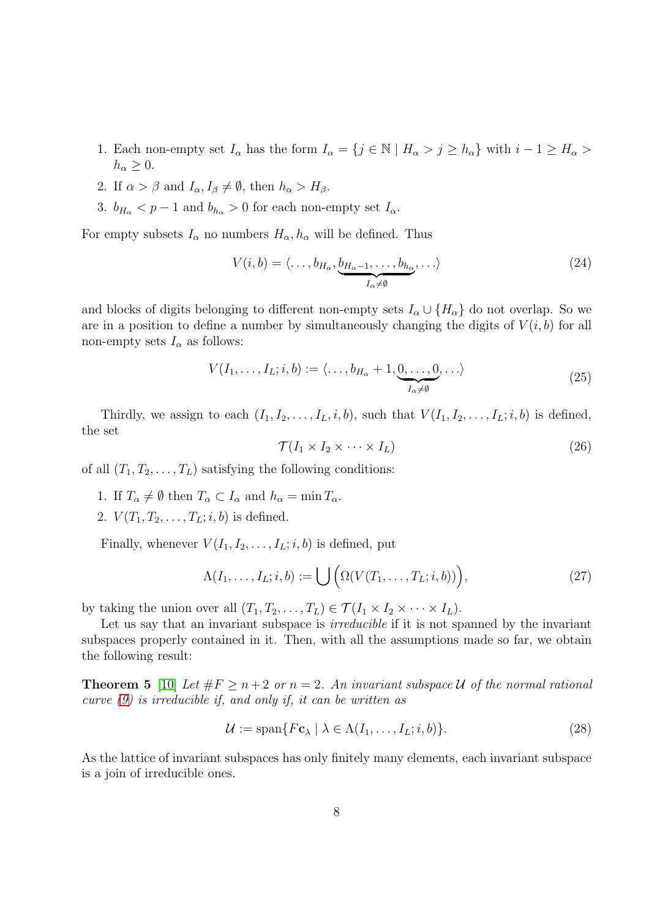1. Each non-empty set $I_\alpha$ has the form $I_\alpha = \{j \in \mathbb{N} \mid H_\alpha > j \geq h_\alpha\}$ with $i - 1 \geq H_\alpha > h_\alpha \geq 0$.
2. If $\alpha > \beta$ and $I_\alpha, I_\beta \neq \emptyset$, then $h_\alpha > H_\beta$.
3. $b_{H_\alpha} < p - 1$ and $b_{h_\alpha} > 0$ for each non-empty set $I_\alpha$.

For empty subsets $I_\alpha$ no numbers $H_\alpha, h_\alpha$ will be defined. Thus

$$V(i, b) = \langle \ldots, b_{H_\alpha}, \underbrace{b_{H_\alpha - 1}, \ldots, b_{h_\alpha}}_{I_\alpha \neq \emptyset}, \ldots \rangle \tag{24}$$

and blocks of digits belonging to different non-empty sets $I_\alpha \cup \{H_\alpha\}$ do not overlap. So we are in a position to define a number by simultaneously changing the digits of $V(i, b)$ for all non-empty sets $I_\alpha$ as follows:

$$V(I_1, \ldots, I_L; i, b) := \langle \ldots, b_{H_\alpha} + 1, \underbrace{0, \ldots, 0}_{I_\alpha \neq \emptyset}, \ldots \rangle \tag{25}$$

Thirdly, we assign to each $(I_1, I_2, \ldots, I_L, i, b)$, such that $V(I_1, I_2, \ldots, I_L; i, b)$ is defined, the set

$$\mathcal{T}(I_1 \times I_2 \times \cdots \times I_L) \tag{26}$$

of all $(T_1, T_2, \ldots, T_L)$ satisfying the following conditions:

1. If $T_\alpha \neq \emptyset$ then $T_\alpha \subset I_\alpha$ and $h_\alpha = \min T_\alpha$.
2. $V(T_1, T_2, \ldots, T_L; i, b)$ is defined.

Finally, whenever $V(I_1, I_2, \ldots, I_L; i, b)$ is defined, put

$$\Lambda(I_1, \ldots, I_L; i, b) := \bigcup \Big( \Omega(V(T_1, \ldots, T_L; i, b)) \Big), \tag{27}$$

by taking the union over all $(T_1, T_2, \ldots, T_L) \in \mathcal{T}(I_1 \times I_2 \times \cdots \times I_L)$.

Let us say that an invariant subspace is *irreducible* if it is not spanned by the invariant subspaces properly contained in it. Then, with all the assumptions made so far, we obtain the following result:

**Theorem 5** [10] *Let $\#F \geq n+2$ or $n = 2$. An invariant subspace $\mathcal{U}$ of the normal rational curve (9) is irreducible if, and only if, it can be written as*

$$\mathcal{U} := \operatorname{span}\{F\mathbf{c}_\lambda \mid \lambda \in \Lambda(I_1, \ldots, I_L; i, b)\}. \tag{28}$$

As the lattice of invariant subspaces has only finitely many elements, each invariant subspace is a join of irreducible ones.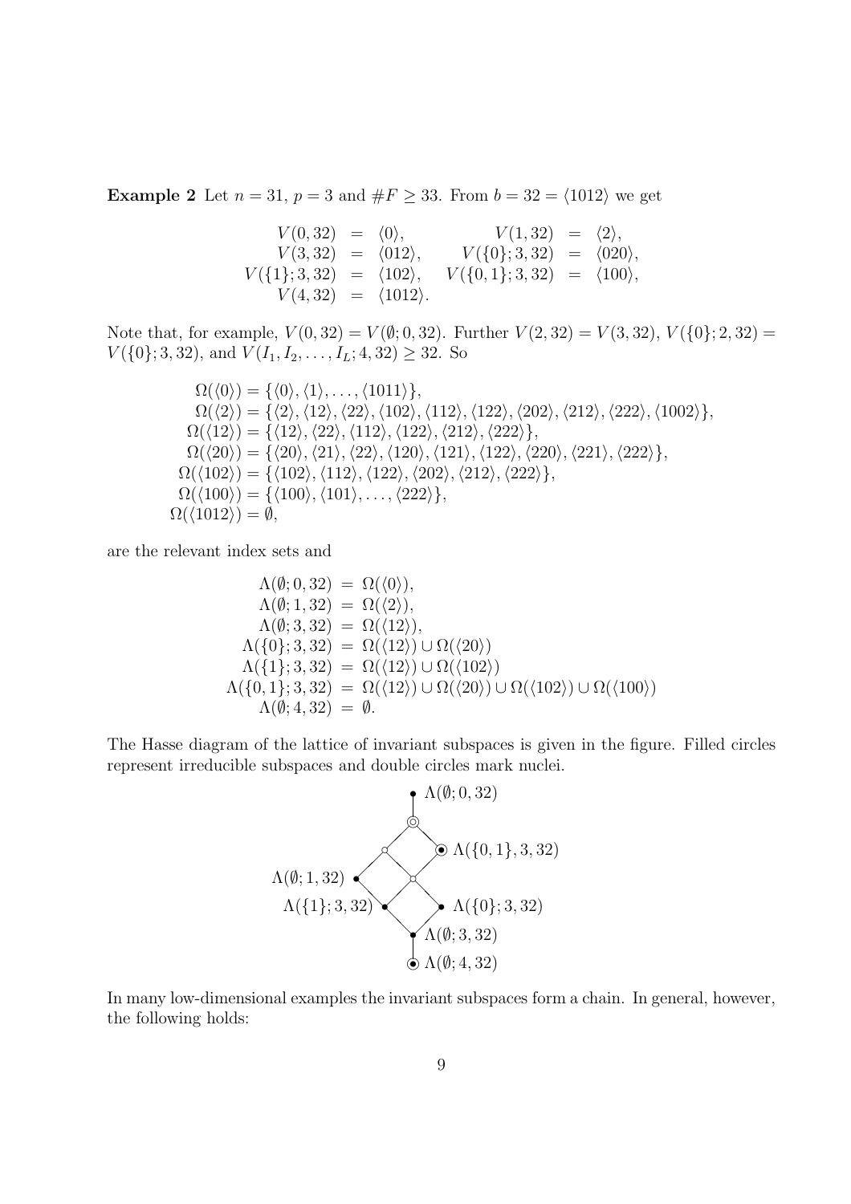**Example 2** Let $n = 31$, $p = 3$ and $\#F \geq 33$. From $b = 32 = \langle 1012 \rangle$ we get

$$
\begin{array}{rclrcl}
V(0,32) & = & \langle 0 \rangle, & V(1,32) & = & \langle 2 \rangle, \\
V(3,32) & = & \langle 012 \rangle, & V(\{0\};3,32) & = & \langle 020 \rangle, \\
V(\{1\};3,32) & = & \langle 102 \rangle, & V(\{0,1\};3,32) & = & \langle 100 \rangle, \\
V(4,32) & = & \langle 1012 \rangle. & & &
\end{array}
$$

Note that, for example, $V(0,32) = V(\emptyset;0,32)$. Further $V(2,32) = V(3,32)$, $V(\{0\};2,32) = V(\{0\};3,32)$, and $V(I_1, I_2, \ldots, I_L; 4, 32) \geq 32$. So

$$
\begin{aligned}
&\Omega(\langle 0 \rangle) = \{\langle 0 \rangle, \langle 1 \rangle, \ldots, \langle 1011 \rangle\}, \\
&\Omega(\langle 2 \rangle) = \{\langle 2 \rangle, \langle 12 \rangle, \langle 22 \rangle, \langle 102 \rangle, \langle 112 \rangle, \langle 122 \rangle, \langle 202 \rangle, \langle 212 \rangle, \langle 222 \rangle, \langle 1002 \rangle\}, \\
&\Omega(\langle 12 \rangle) = \{\langle 12 \rangle, \langle 22 \rangle, \langle 112 \rangle, \langle 122 \rangle, \langle 212 \rangle, \langle 222 \rangle\}, \\
&\Omega(\langle 20 \rangle) = \{\langle 20 \rangle, \langle 21 \rangle, \langle 22 \rangle, \langle 120 \rangle, \langle 121 \rangle, \langle 122 \rangle, \langle 220 \rangle, \langle 221 \rangle, \langle 222 \rangle\}, \\
&\Omega(\langle 102 \rangle) = \{\langle 102 \rangle, \langle 112 \rangle, \langle 122 \rangle, \langle 202 \rangle, \langle 212 \rangle, \langle 222 \rangle\}, \\
&\Omega(\langle 100 \rangle) = \{\langle 100 \rangle, \langle 101 \rangle, \ldots, \langle 222 \rangle\}, \\
&\Omega(\langle 1012 \rangle) = \emptyset,
\end{aligned}
$$

are the relevant index sets and

$$
\begin{array}{rcl}
\Lambda(\emptyset;0,32) & = & \Omega(\langle 0 \rangle), \\
\Lambda(\emptyset;1,32) & = & \Omega(\langle 2 \rangle), \\
\Lambda(\emptyset;3,32) & = & \Omega(\langle 12 \rangle), \\
\Lambda(\{0\};3,32) & = & \Omega(\langle 12 \rangle) \cup \Omega(\langle 20 \rangle) \\
\Lambda(\{1\};3,32) & = & \Omega(\langle 12 \rangle) \cup \Omega(\langle 102 \rangle) \\
\Lambda(\{0,1\};3,32) & = & \Omega(\langle 12 \rangle) \cup \Omega(\langle 20 \rangle) \cup \Omega(\langle 102 \rangle) \cup \Omega(\langle 100 \rangle) \\
\Lambda(\emptyset;4,32) & = & \emptyset.
\end{array}
$$

The Hasse diagram of the lattice of invariant subspaces is given in the figure. Filled circles represent irreducible subspaces and double circles mark nuclei.

$\Lambda(\emptyset; 0, 32)$

$\Lambda(\{0,1\}, 3, 32)$

$\Lambda(\emptyset; 1, 32)$

$\Lambda(\{1\}; 3, 32)$

$\Lambda(\{0\}; 3, 32)$

$\Lambda(\emptyset; 3, 32)$

$\Lambda(\emptyset; 4, 32)$

In many low-dimensional examples the invariant subspaces form a chain. In general, however, the following holds: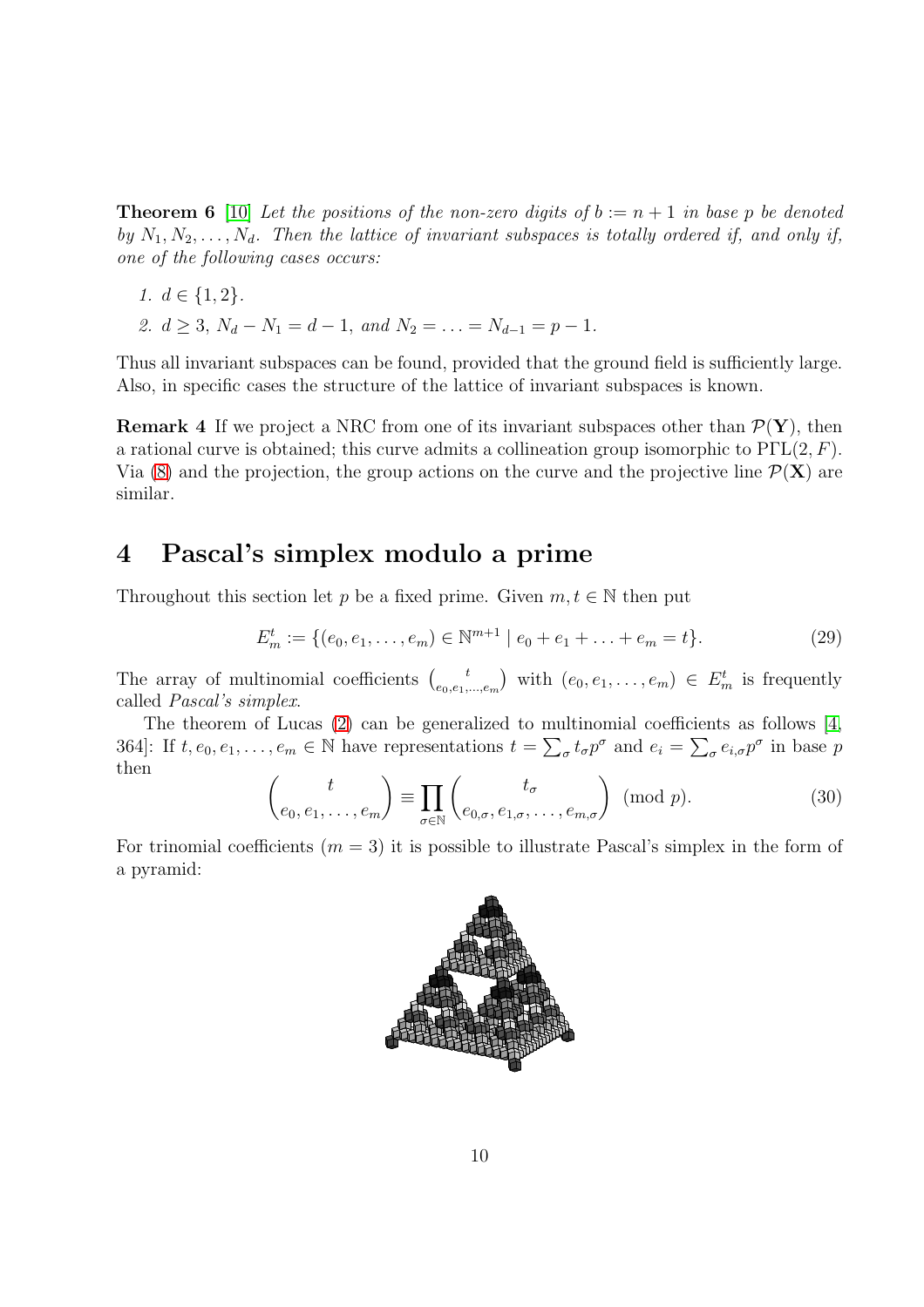**Theorem 6** [10] *Let the positions of the non-zero digits of $b := n + 1$ in base $p$ be denoted by $N_1, N_2, \ldots, N_d$. Then the lattice of invariant subspaces is totally ordered if, and only if, one of the following cases occurs:*

1. $d \in \{1, 2\}$.
2. $d \geq 3$, $N_d - N_1 = d - 1$, *and* $N_2 = \ldots = N_{d-1} = p - 1$.

Thus all invariant subspaces can be found, provided that the ground field is sufficiently large. Also, in specific cases the structure of the lattice of invariant subspaces is known.

**Remark 4** If we project a NRC from one of its invariant subspaces other than $\mathcal{P}(\mathbf{Y})$, then a rational curve is obtained; this curve admits a collineation group isomorphic to $\mathrm{P\Gamma L}(2, F)$. Via (8) and the projection, the group actions on the curve and the projective line $\mathcal{P}(\mathbf{X})$ are similar.

## 4 Pascal's simplex modulo a prime

Throughout this section let $p$ be a fixed prime. Given $m, t \in \mathbb{N}$ then put

$$E_m^t := \{(e_0, e_1, \ldots, e_m) \in \mathbb{N}^{m+1} \mid e_0 + e_1 + \ldots + e_m = t\}. \tag{29}$$

The array of multinomial coefficients $\binom{t}{e_0, e_1, \ldots, e_m}$ with $(e_0, e_1, \ldots, e_m) \in E_m^t$ is frequently called *Pascal's simplex*.

The theorem of Lucas (2) can be generalized to multinomial coefficients as follows [4, 364]: If $t, e_0, e_1, \ldots, e_m \in \mathbb{N}$ have representations $t = \sum_\sigma t_\sigma p^\sigma$ and $e_i = \sum_\sigma e_{i,\sigma} p^\sigma$ in base $p$ then

$$\binom{t}{e_0, e_1, \ldots, e_m} \equiv \prod_{\sigma \in \mathbb{N}} \binom{t_\sigma}{e_{0,\sigma}, e_{1,\sigma}, \ldots, e_{m,\sigma}} \pmod{p}. \tag{30}$$

For trinomial coefficients ($m = 3$) it is possible to illustrate Pascal's simplex in the form of a pyramid: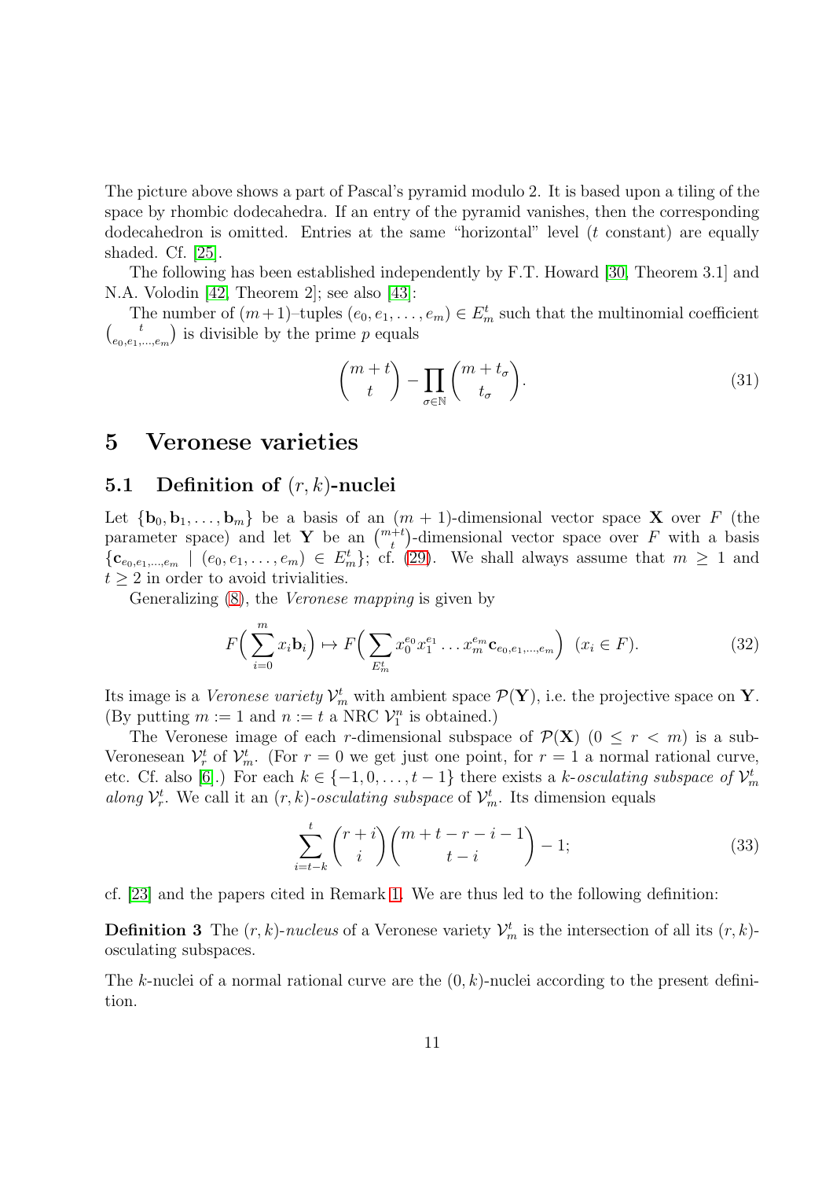The picture above shows a part of Pascal's pyramid modulo 2. It is based upon a tiling of the space by rhombic dodecahedra. If an entry of the pyramid vanishes, then the corresponding dodecahedron is omitted. Entries at the same "horizontal" level ($t$ constant) are equally shaded. Cf. [25].

The following has been established independently by F.T. Howard [30, Theorem 3.1] and N.A. Volodin [42, Theorem 2]; see also [43]:

The number of $(m+1)$–tuples $(e_0, e_1, \ldots, e_m) \in E^t_m$ such that the multinomial coefficient $\binom{t}{e_0,e_1,\ldots,e_m}$ is divisible by the prime $p$ equals

$$\binom{m+t}{t} - \prod_{\sigma\in\mathbb{N}} \binom{m+t_\sigma}{t_\sigma}. \tag{31}$$

# 5 Veronese varieties

## 5.1 Definition of $(r,k)$-nuclei

Let $\{\mathbf{b}_0, \mathbf{b}_1, \ldots, \mathbf{b}_m\}$ be a basis of an $(m+1)$-dimensional vector space $\mathbf{X}$ over $F$ (the parameter space) and let $\mathbf{Y}$ be an $\binom{m+t}{t}$-dimensional vector space over $F$ with a basis $\{\mathbf{c}_{e_0,e_1,\ldots,e_m} \mid (e_0, e_1, \ldots, e_m) \in E^t_m\}$; cf. (29). We shall always assume that $m \geq 1$ and $t \geq 2$ in order to avoid trivialities.

Generalizing (8), the *Veronese mapping* is given by

$$F\Big(\sum_{i=0}^{m} x_i \mathbf{b}_i\Big) \mapsto F\Big(\sum_{E^t_m} x_0^{e_0} x_1^{e_1} \ldots x_m^{e_m} \mathbf{c}_{e_0,e_1,\ldots,e_m}\Big) \ \ (x_i \in F). \tag{32}$$

Its image is a *Veronese variety* $\mathcal{V}^t_m$ with ambient space $\mathcal{P}(\mathbf{Y})$, i.e. the projective space on $\mathbf{Y}$. (By putting $m := 1$ and $n := t$ a NRC $\mathcal{V}^n_1$ is obtained.)

The Veronese image of each $r$-dimensional subspace of $\mathcal{P}(\mathbf{X})$ $(0 \leq r < m)$ is a sub-Veronesean $\mathcal{V}^t_r$ of $\mathcal{V}^t_m$. (For $r = 0$ we get just one point, for $r = 1$ a normal rational curve, etc. Cf. also [6].) For each $k \in \{-1, 0, \ldots, t-1\}$ there exists a *$k$-osculating subspace of $\mathcal{V}^t_m$ along $\mathcal{V}^t_r$*. We call it an *$(r,k)$-osculating subspace* of $\mathcal{V}^t_m$. Its dimension equals

$$\sum_{i=t-k}^{t} \binom{r+i}{i} \binom{m+t-r-i-1}{t-i} - 1; \tag{33}$$

cf. [23] and the papers cited in Remark 1. We are thus led to the following definition:

**Definition 3** The *$(r,k)$-nucleus* of a Veronese variety $\mathcal{V}^t_m$ is the intersection of all its $(r,k)$-osculating subspaces.

The $k$-nuclei of a normal rational curve are the $(0,k)$-nuclei according to the present definition.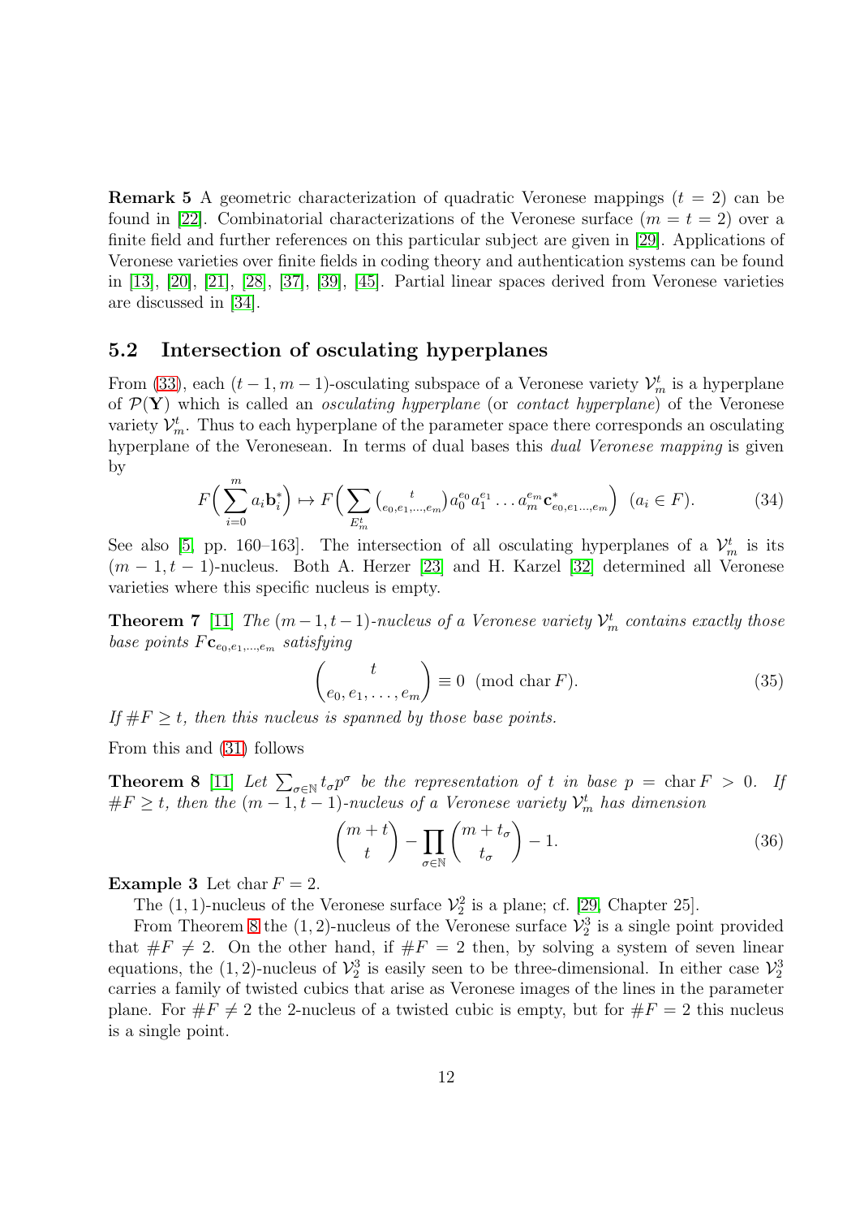**Remark 5** A geometric characterization of quadratic Veronese mappings ($t = 2$) can be found in [22]. Combinatorial characterizations of the Veronese surface ($m = t = 2$) over a finite field and further references on this particular subject are given in [29]. Applications of Veronese varieties over finite fields in coding theory and authentication systems can be found in [13], [20], [21], [28], [37], [39], [45]. Partial linear spaces derived from Veronese varieties are discussed in [34].

## 5.2 Intersection of osculating hyperplanes

From (33), each $(t-1, m-1)$-osculating subspace of a Veronese variety $\mathcal{V}_m^t$ is a hyperplane of $\mathcal{P}(\mathbf{Y})$ which is called an *osculating hyperplane* (or *contact hyperplane*) of the Veronese variety $\mathcal{V}_m^t$. Thus to each hyperplane of the parameter space there corresponds an osculating hyperplane of the Veronesean. In terms of dual bases this *dual Veronese mapping* is given by

$$F\Big(\sum_{i=0}^{m} a_i \mathbf{b}_i^*\Big) \mapsto F\Big(\sum_{E_m^t} \tbinom{t}{e_0, e_1, \ldots, e_m} a_0^{e_0} a_1^{e_1} \ldots a_m^{e_m} \mathbf{c}^*_{e_0, e_1 \ldots, e_m}\Big) \ \ (a_i \in F). \tag{34}$$

See also [5, pp. 160–163]. The intersection of all osculating hyperplanes of a $\mathcal{V}_m^t$ is its $(m-1, t-1)$-nucleus. Both A. Herzer [23] and H. Karzel [32] determined all Veronese varieties where this specific nucleus is empty.

**Theorem 7** [11] *The $(m-1, t-1)$-nucleus of a Veronese variety $\mathcal{V}_m^t$ contains exactly those base points $F\mathbf{c}_{e_0, e_1, \ldots, e_m}$ satisfying*

$$\binom{t}{e_0, e_1, \ldots, e_m} \equiv 0 \pmod{\operatorname{char} F}. \tag{35}$$

*If $\#F \geq t$, then this nucleus is spanned by those base points.*

From this and (31) follows

**Theorem 8** [11] *Let $\sum_{\sigma \in \mathbb{N}} t_\sigma p^\sigma$ be the representation of $t$ in base $p = \operatorname{char} F > 0$. If $\#F \geq t$, then the $(m-1, t-1)$-nucleus of a Veronese variety $\mathcal{V}_m^t$ has dimension*

$$\binom{m+t}{t} - \prod_{\sigma \in \mathbb{N}} \binom{m + t_\sigma}{t_\sigma} - 1. \tag{36}$$

**Example 3** Let $\operatorname{char} F = 2$.

The $(1,1)$-nucleus of the Veronese surface $\mathcal{V}_2^2$ is a plane; cf. [29, Chapter 25].

From Theorem 8 the $(1,2)$-nucleus of the Veronese surface $\mathcal{V}_2^3$ is a single point provided that $\#F \neq 2$. On the other hand, if $\#F = 2$ then, by solving a system of seven linear equations, the $(1,2)$-nucleus of $\mathcal{V}_2^3$ is easily seen to be three-dimensional. In either case $\mathcal{V}_2^3$ carries a family of twisted cubics that arise as Veronese images of the lines in the parameter plane. For $\#F \neq 2$ the 2-nucleus of a twisted cubic is empty, but for $\#F = 2$ this nucleus is a single point.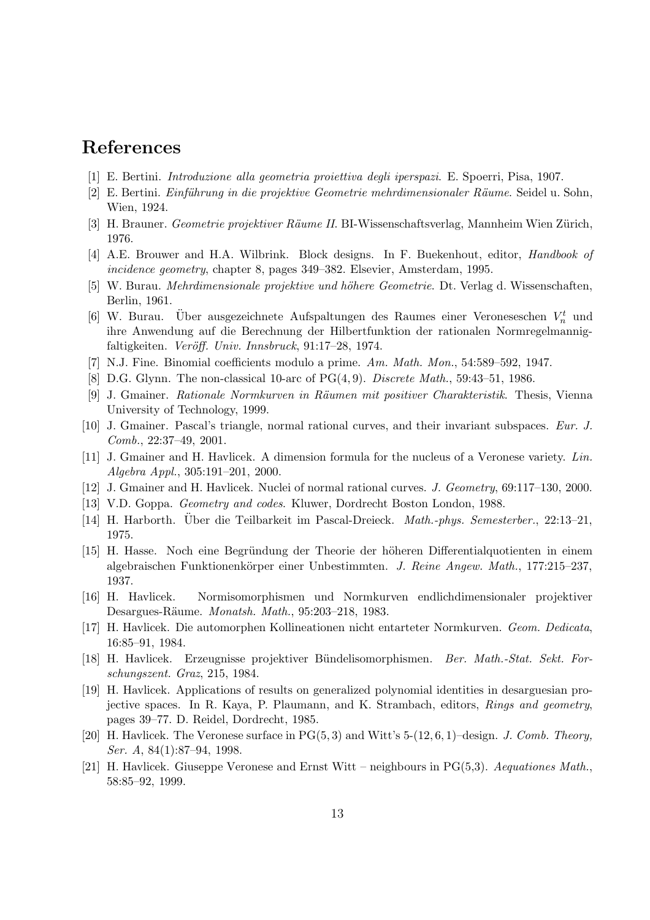# References

[1] E. Bertini. *Introduzione alla geometria proiettiva degli iperspazi*. E. Spoerri, Pisa, 1907.

[2] E. Bertini. *Einführung in die projektive Geometrie mehrdimensionaler Räume*. Seidel u. Sohn, Wien, 1924.

[3] H. Brauner. *Geometrie projektiver Räume II*. BI-Wissenschaftsverlag, Mannheim Wien Zürich, 1976.

[4] A.E. Brouwer and H.A. Wilbrink. Block designs. In F. Buekenhout, editor, *Handbook of incidence geometry*, chapter 8, pages 349–382. Elsevier, Amsterdam, 1995.

[5] W. Burau. *Mehrdimensionale projektive und höhere Geometrie*. Dt. Verlag d. Wissenschaften, Berlin, 1961.

[6] W. Burau. Über ausgezeichnete Aufspaltungen des Raumes einer Veroneseschen $V_n^t$ und ihre Anwendung auf die Berechnung der Hilbertfunktion der rationalen Normregelmannigfaltigkeiten. *Veröff. Univ. Innsbruck*, 91:17–28, 1974.

[7] N.J. Fine. Binomial coefficients modulo a prime. *Am. Math. Mon.*, 54:589–592, 1947.

[8] D.G. Glynn. The non-classical 10-arc of $\mathrm{PG}(4, 9)$. *Discrete Math.*, 59:43–51, 1986.

[9] J. Gmainer. *Rationale Normkurven in Räumen mit positiver Charakteristik*. Thesis, Vienna University of Technology, 1999.

[10] J. Gmainer. Pascal's triangle, normal rational curves, and their invariant subspaces. *Eur. J. Comb.*, 22:37–49, 2001.

[11] J. Gmainer and H. Havlicek. A dimension formula for the nucleus of a Veronese variety. *Lin. Algebra Appl.*, 305:191–201, 2000.

[12] J. Gmainer and H. Havlicek. Nuclei of normal rational curves. *J. Geometry*, 69:117–130, 2000.

[13] V.D. Goppa. *Geometry and codes*. Kluwer, Dordrecht Boston London, 1988.

[14] H. Harborth. Über die Teilbarkeit im Pascal-Dreieck. *Math.-phys. Semesterber.*, 22:13–21, 1975.

[15] H. Hasse. Noch eine Begründung der Theorie der höheren Differentialquotienten in einem algebraischen Funktionenkörper einer Unbestimmten. *J. Reine Angew. Math.*, 177:215–237, 1937.

[16] H. Havlicek. Normisomorphismen und Normkurven endlichdimensionaler projektiver Desargues-Räume. *Monatsh. Math.*, 95:203–218, 1983.

[17] H. Havlicek. Die automorphen Kollineationen nicht entarteter Normkurven. *Geom. Dedicata*, 16:85–91, 1984.

[18] H. Havlicek. Erzeugnisse projektiver Bündelisomorphismen. *Ber. Math.-Stat. Sekt. Forschungszent. Graz*, 215, 1984.

[19] H. Havlicek. Applications of results on generalized polynomial identities in desarguesian projective spaces. In R. Kaya, P. Plaumann, and K. Strambach, editors, *Rings and geometry*, pages 39–77. D. Reidel, Dordrecht, 1985.

[20] H. Havlicek. The Veronese surface in $\mathrm{PG}(5, 3)$ and Witt's 5-(12, 6, 1)–design. *J. Comb. Theory, Ser. A*, 84(1):87–94, 1998.

[21] H. Havlicek. Giuseppe Veronese and Ernst Witt – neighbours in PG(5,3). *Aequationes Math.*, 58:85–92, 1999.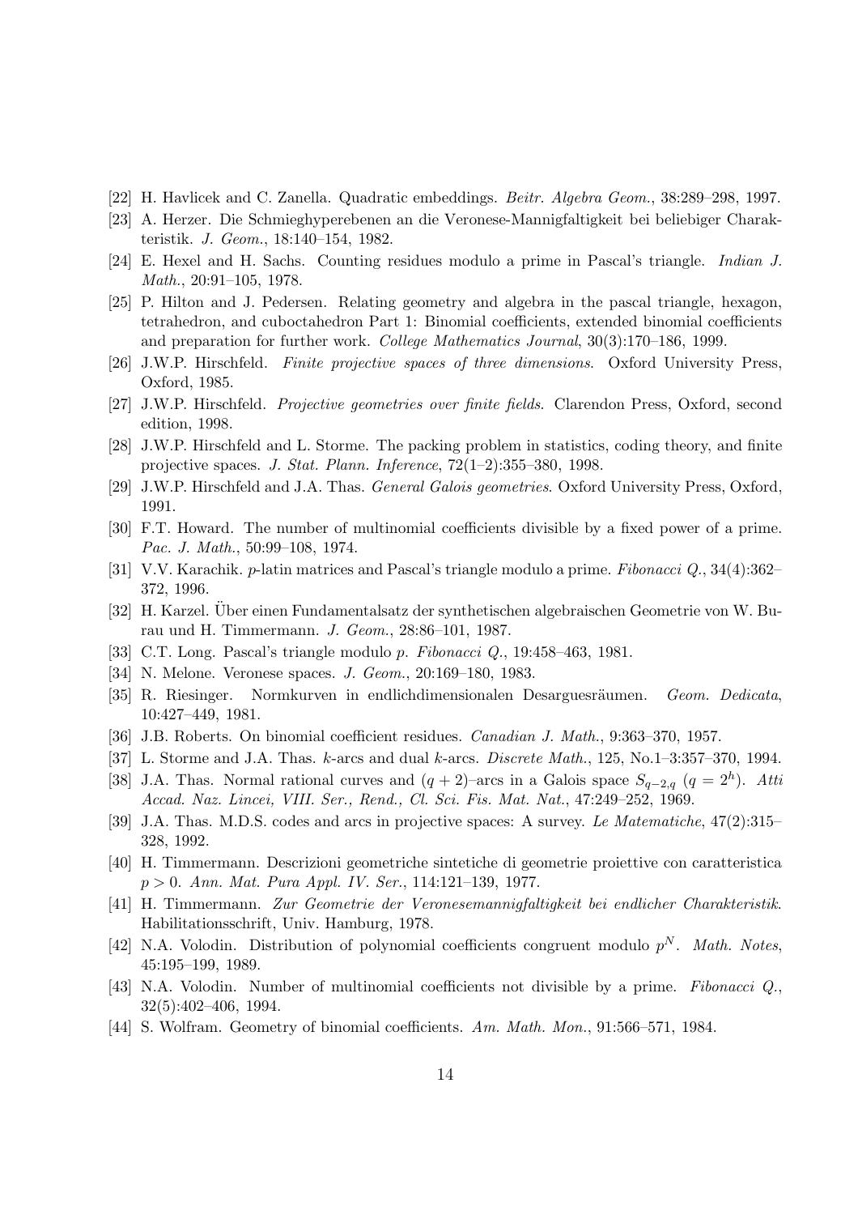[22] H. Havlicek and C. Zanella. Quadratic embeddings. *Beitr. Algebra Geom.*, 38:289–298, 1997.

[23] A. Herzer. Die Schmieghyperebenen an die Veronese-Mannigfaltigkeit bei beliebiger Charakteristik. *J. Geom.*, 18:140–154, 1982.

[24] E. Hexel and H. Sachs. Counting residues modulo a prime in Pascal's triangle. *Indian J. Math.*, 20:91–105, 1978.

[25] P. Hilton and J. Pedersen. Relating geometry and algebra in the pascal triangle, hexagon, tetrahedron, and cuboctahedron Part 1: Binomial coefficients, extended binomial coefficients and preparation for further work. *College Mathematics Journal*, 30(3):170–186, 1999.

[26] J.W.P. Hirschfeld. *Finite projective spaces of three dimensions*. Oxford University Press, Oxford, 1985.

[27] J.W.P. Hirschfeld. *Projective geometries over finite fields*. Clarendon Press, Oxford, second edition, 1998.

[28] J.W.P. Hirschfeld and L. Storme. The packing problem in statistics, coding theory, and finite projective spaces. *J. Stat. Plann. Inference*, 72(1–2):355–380, 1998.

[29] J.W.P. Hirschfeld and J.A. Thas. *General Galois geometries*. Oxford University Press, Oxford, 1991.

[30] F.T. Howard. The number of multinomial coefficients divisible by a fixed power of a prime. *Pac. J. Math.*, 50:99–108, 1974.

[31] V.V. Karachik. $p$-latin matrices and Pascal's triangle modulo a prime. *Fibonacci Q.*, 34(4):362–372, 1996.

[32] H. Karzel. Über einen Fundamentalsatz der synthetischen algebraischen Geometrie von W. Burau und H. Timmermann. *J. Geom.*, 28:86–101, 1987.

[33] C.T. Long. Pascal's triangle modulo $p$. *Fibonacci Q.*, 19:458–463, 1981.

[34] N. Melone. Veronese spaces. *J. Geom.*, 20:169–180, 1983.

[35] R. Riesinger. Normkurven in endlichdimensionalen Desarguesräumen. *Geom. Dedicata*, 10:427–449, 1981.

[36] J.B. Roberts. On binomial coefficient residues. *Canadian J. Math.*, 9:363–370, 1957.

[37] L. Storme and J.A. Thas. $k$-arcs and dual $k$-arcs. *Discrete Math.*, 125, No.1–3:357–370, 1994.

[38] J.A. Thas. Normal rational curves and $(q+2)$–arcs in a Galois space $S_{q-2,q}$ ($q = 2^h$). *Atti Accad. Naz. Lincei, VIII. Ser., Rend., Cl. Sci. Fis. Mat. Nat.*, 47:249–252, 1969.

[39] J.A. Thas. M.D.S. codes and arcs in projective spaces: A survey. *Le Matematiche*, 47(2):315–328, 1992.

[40] H. Timmermann. Descrizioni geometriche sintetiche di geometrie proiettive con caratteristica $p > 0$. *Ann. Mat. Pura Appl. IV. Ser.*, 114:121–139, 1977.

[41] H. Timmermann. *Zur Geometrie der Veronesemannigfaltigkeit bei endlicher Charakteristik*. Habilitationsschrift, Univ. Hamburg, 1978.

[42] N.A. Volodin. Distribution of polynomial coefficients congruent modulo $p^N$. *Math. Notes*, 45:195–199, 1989.

[43] N.A. Volodin. Number of multinomial coefficients not divisible by a prime. *Fibonacci Q.*, 32(5):402–406, 1994.

[44] S. Wolfram. Geometry of binomial coefficients. *Am. Math. Mon.*, 91:566–571, 1984.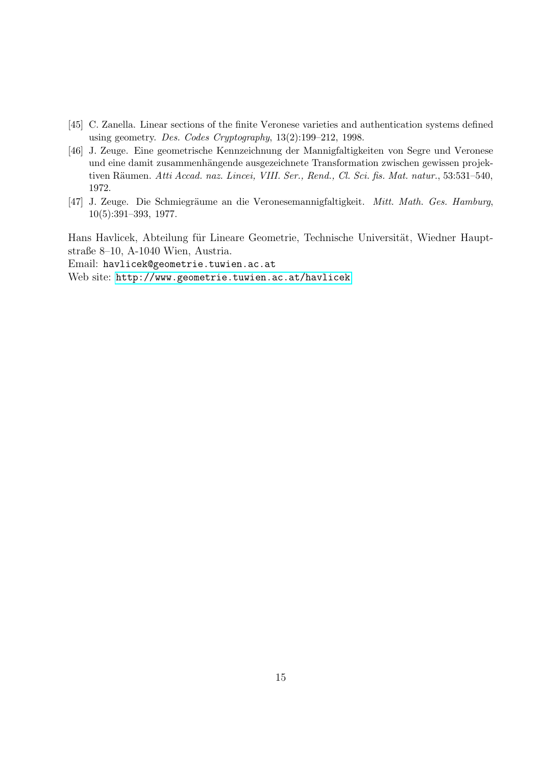[45] C. Zanella. Linear sections of the finite Veronese varieties and authentication systems defined using geometry. *Des. Codes Cryptography*, 13(2):199–212, 1998.

[46] J. Zeuge. Eine geometrische Kennzeichnung der Mannigfaltigkeiten von Segre und Veronese und eine damit zusammenhängende ausgezeichnete Transformation zwischen gewissen projektiven Räumen. *Atti Accad. naz. Lincei, VIII. Ser., Rend., Cl. Sci. fis. Mat. natur.*, 53:531–540, 1972.

[47] J. Zeuge. Die Schmiegräume an die Veronesemannigfaltigkeit. *Mitt. Math. Ges. Hamburg*, 10(5):391–393, 1977.

Hans Havlicek, Abteilung für Lineare Geometrie, Technische Universität, Wiedner Hauptstraße 8–10, A-1040 Wien, Austria.
Email: `havlicek@geometrie.tuwien.ac.at`
Web site: http://www.geometrie.tuwien.ac.at/havlicek